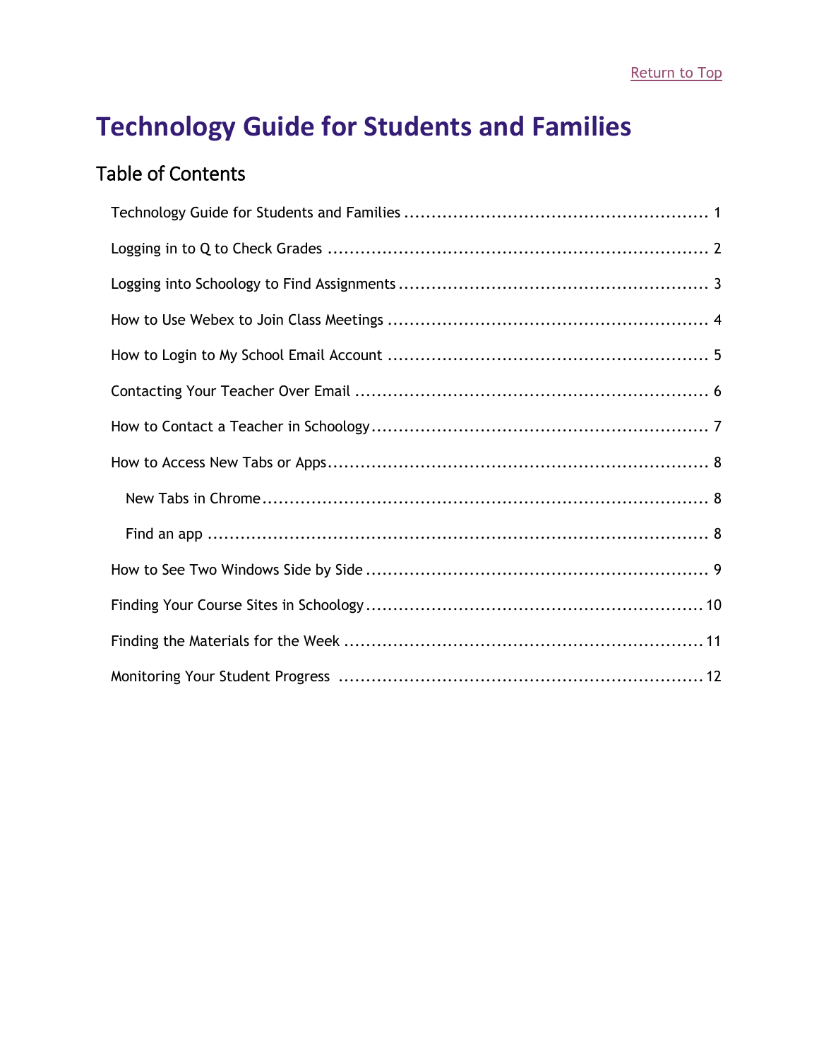Return to Top

# Technology Guide for Students and Families

## Table of Contents

- Technology Guide for Students and Families ........ 1
- Logging in to Q to Check Grades ........ 2
- Logging into Schoology to Find Assignments ........ 3
- How to Use Webex to Join Class Meetings ........ 4
- How to Login to My School Email Account ........ 5
- Contacting Your Teacher Over Email ........ 6
- How to Contact a Teacher in Schoology ........ 7
- How to Access New Tabs or Apps ........ 8
  - New Tabs in Chrome ........ 8
  - Find an app ........ 8
- How to See Two Windows Side by Side ........ 9
- Finding Your Course Sites in Schoology ........ 10
- Finding the Materials for the Week ........ 11
- Monitoring Your Student Progress ........ 12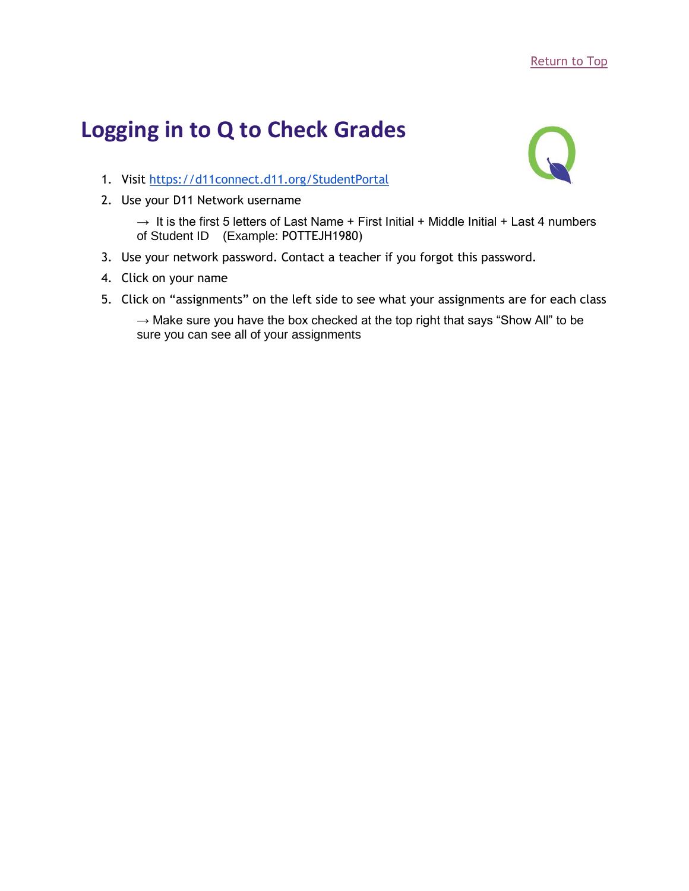[Return to Top]

# Logging in to Q to Check Grades

1. Visit https://d11connect.d11.org/StudentPortal
2. Use your D11 Network username

   → It is the first 5 letters of Last Name + First Initial + Middle Initial + Last 4 numbers of Student ID (Example: POTTEJH1980)

3. Use your network password. Contact a teacher if you forgot this password.
4. Click on your name
5. Click on "assignments" on the left side to see what your assignments are for each class

   → Make sure you have the box checked at the top right that says "Show All" to be sure you can see all of your assignments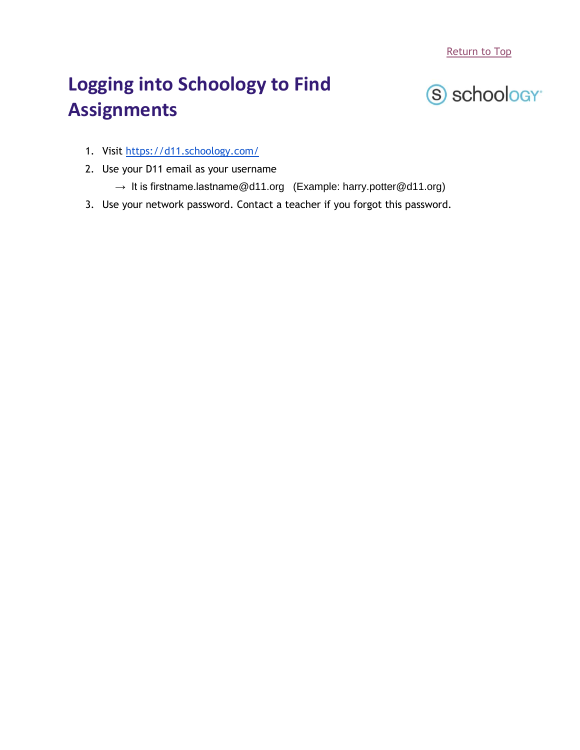[Return to Top](#)

# Logging into Schoology to Find Assignments

1. Visit [https://d11.schoology.com/](https://d11.schoology.com/)
2. Use your D11 email as your username
   → It is firstname.lastname@d11.org (Example: harry.potter@d11.org)
3. Use your network password. Contact a teacher if you forgot this password.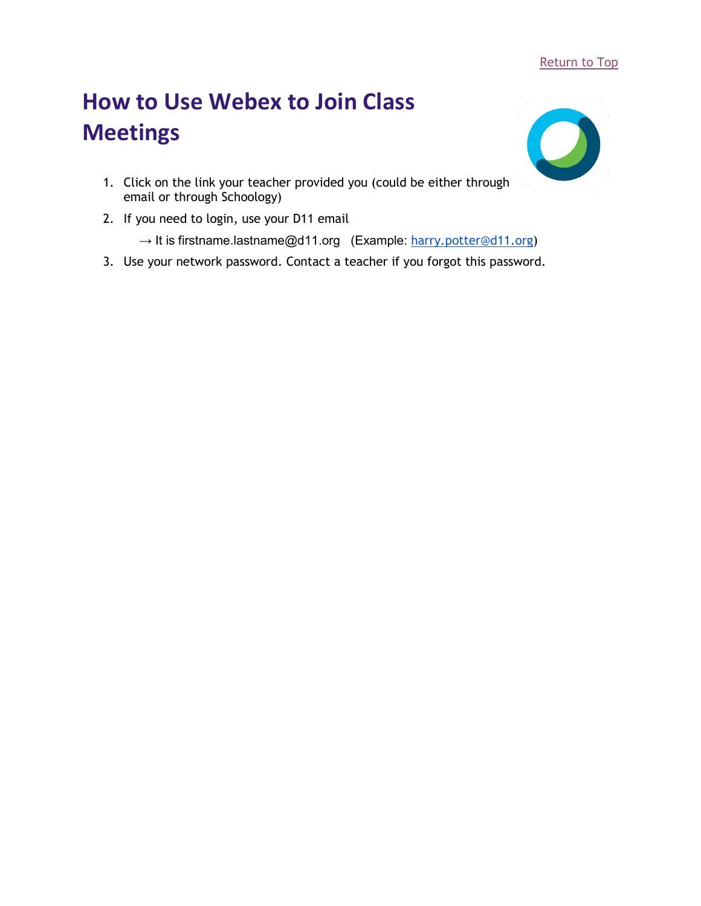Return to Top

# How to Use Webex to Join Class Meetings

1. Click on the link your teacher provided you (could be either through email or through Schoology)
2. If you need to login, use your D11 email

   → It is firstname.lastname@d11.org (Example: harry.potter@d11.org)
3. Use your network password. Contact a teacher if you forgot this password.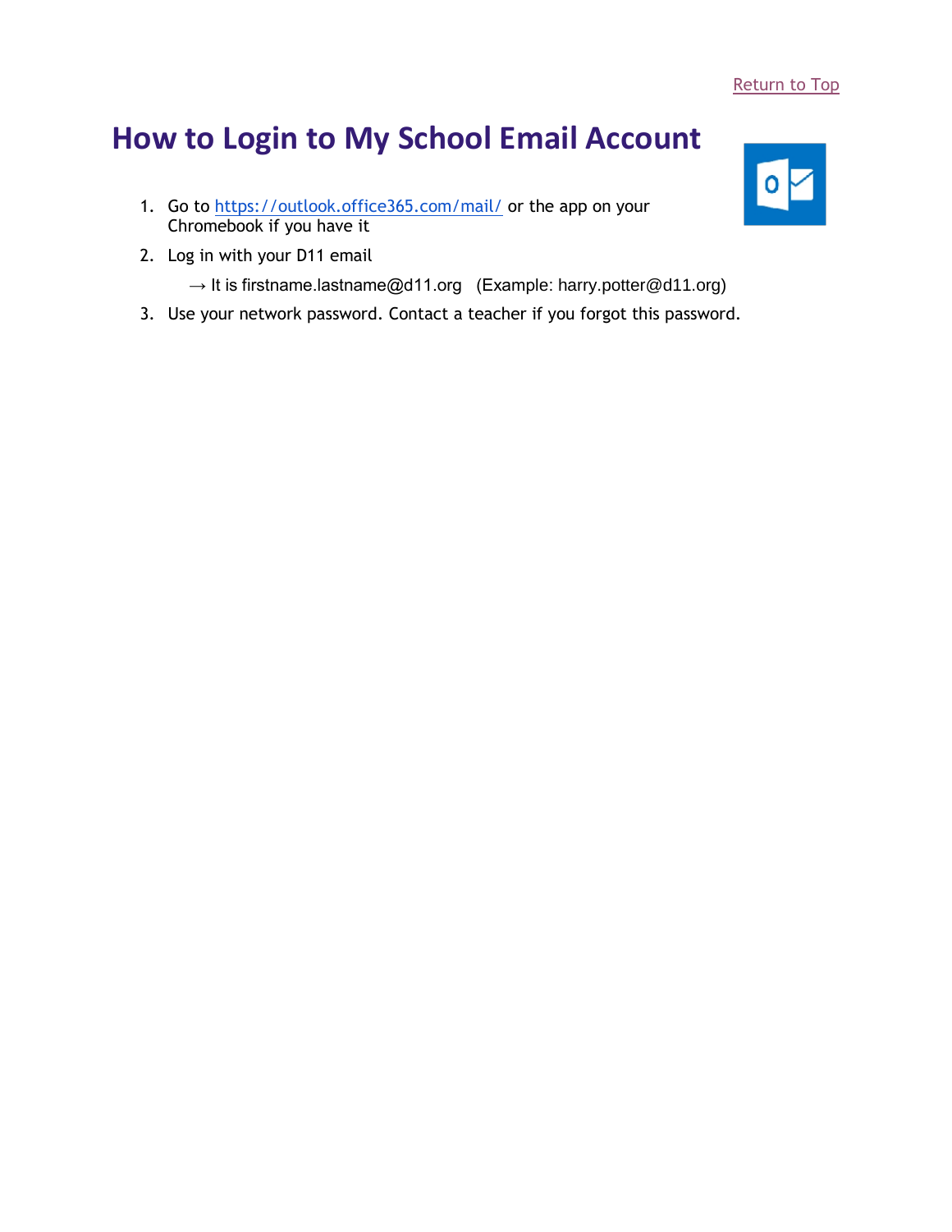[Return to Top]

# How to Login to My School Email Account

1. Go to https://outlook.office365.com/mail/ or the app on your Chromebook if you have it
2. Log in with your D11 email

   → It is firstname.lastname@d11.org (Example: harry.potter@d11.org)
3. Use your network password. Contact a teacher if you forgot this password.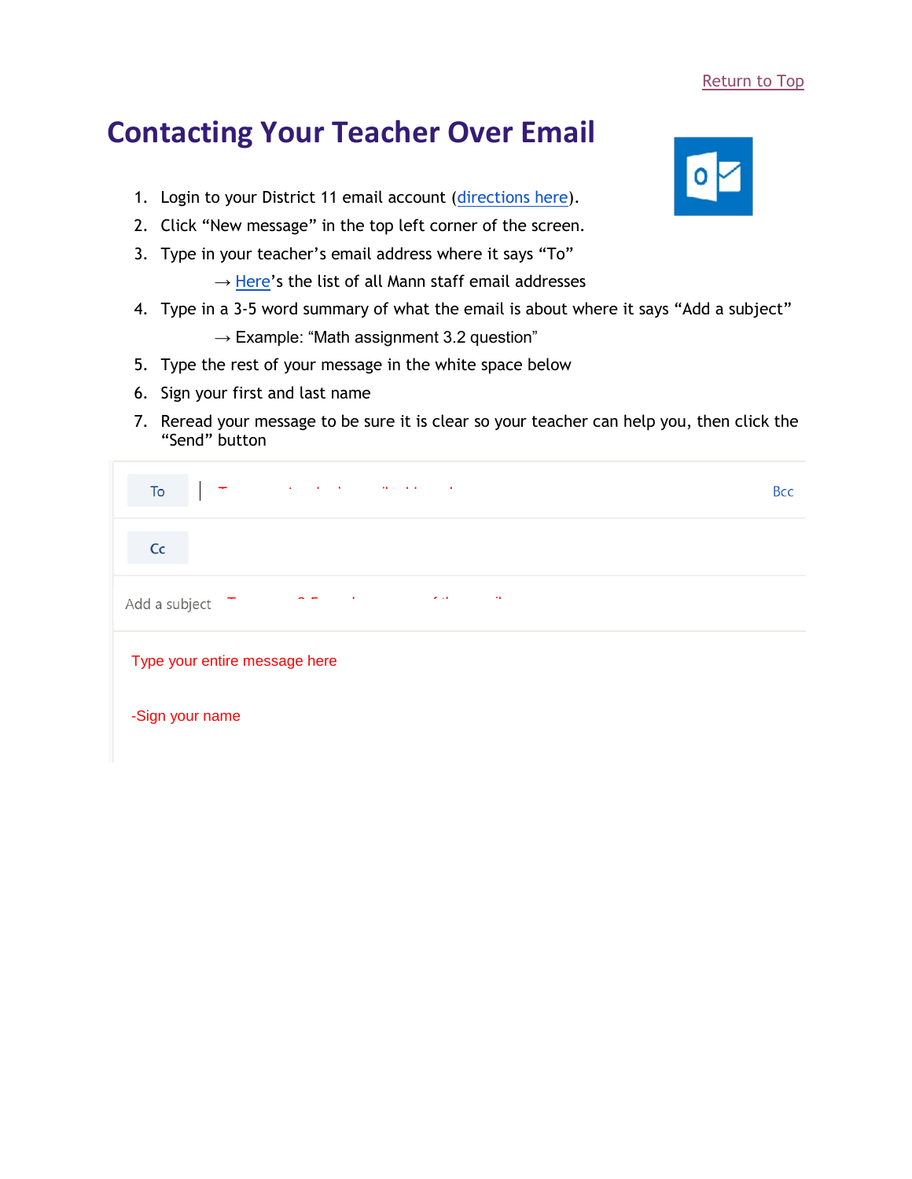[Return to Top]

# Contacting Your Teacher Over Email

1. Login to your District 11 email account ([directions here]).
2. Click "New message" in the top left corner of the screen.
3. Type in your teacher's email address where it says "To"
   → [Here]'s the list of all Mann staff email addresses
4. Type in a 3-5 word summary of what the email is about where it says "Add a subject"
   → Example: "Math assignment 3.2 question"
5. Type the rest of your message in the white space below
6. Sign your first and last name
7. Reread your message to be sure it is clear so your teacher can help you, then click the "Send" button

To | Bcc

Cc

Add a subject

Type your entire message here

-Sign your name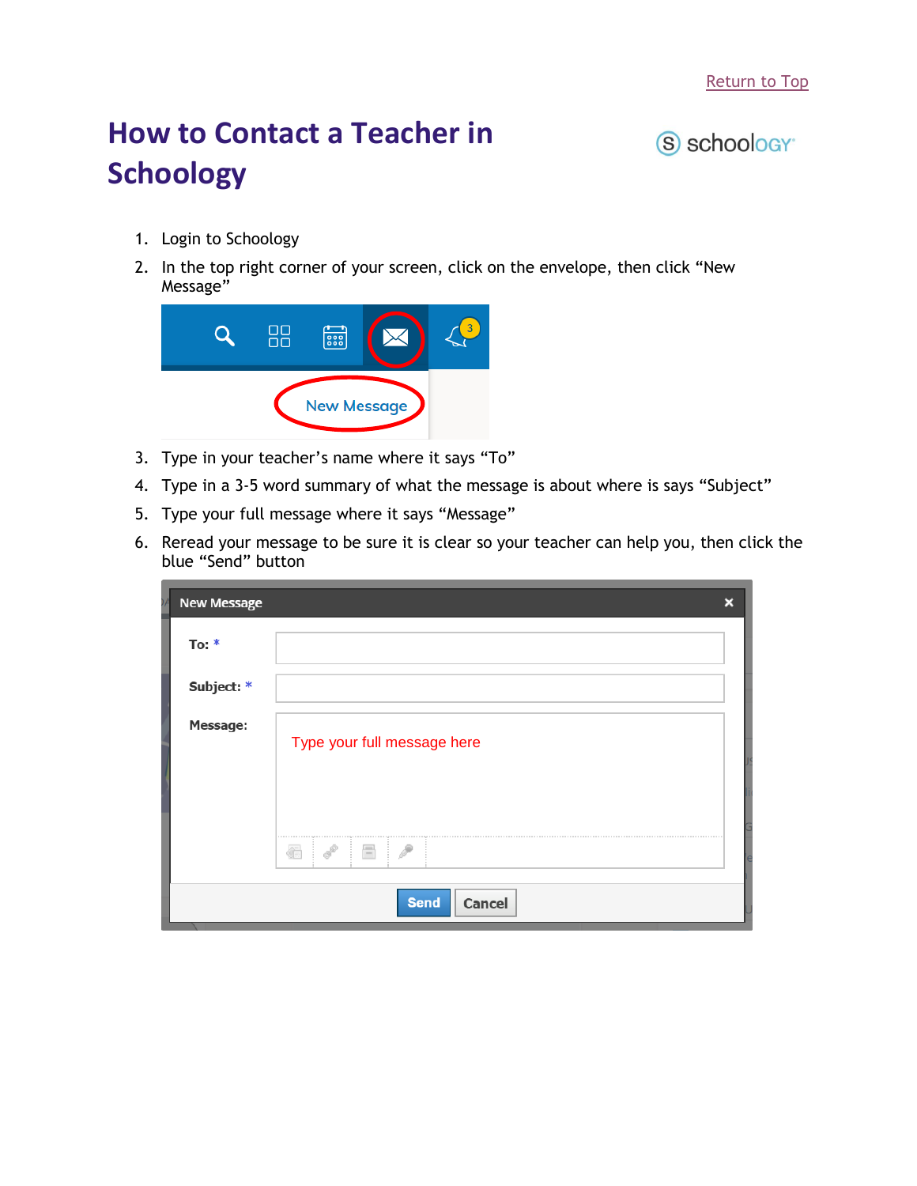Return to Top

# How to Contact a Teacher in Schoology

1. Login to Schoology
2. In the top right corner of your screen, click on the envelope, then click “New Message”
3. Type in your teacher’s name where it says “To”
4. Type in a 3-5 word summary of what the message is about where is says “Subject”
5. Type your full message where it says “Message”
6. Reread your message to be sure it is clear so your teacher can help you, then click the blue “Send” button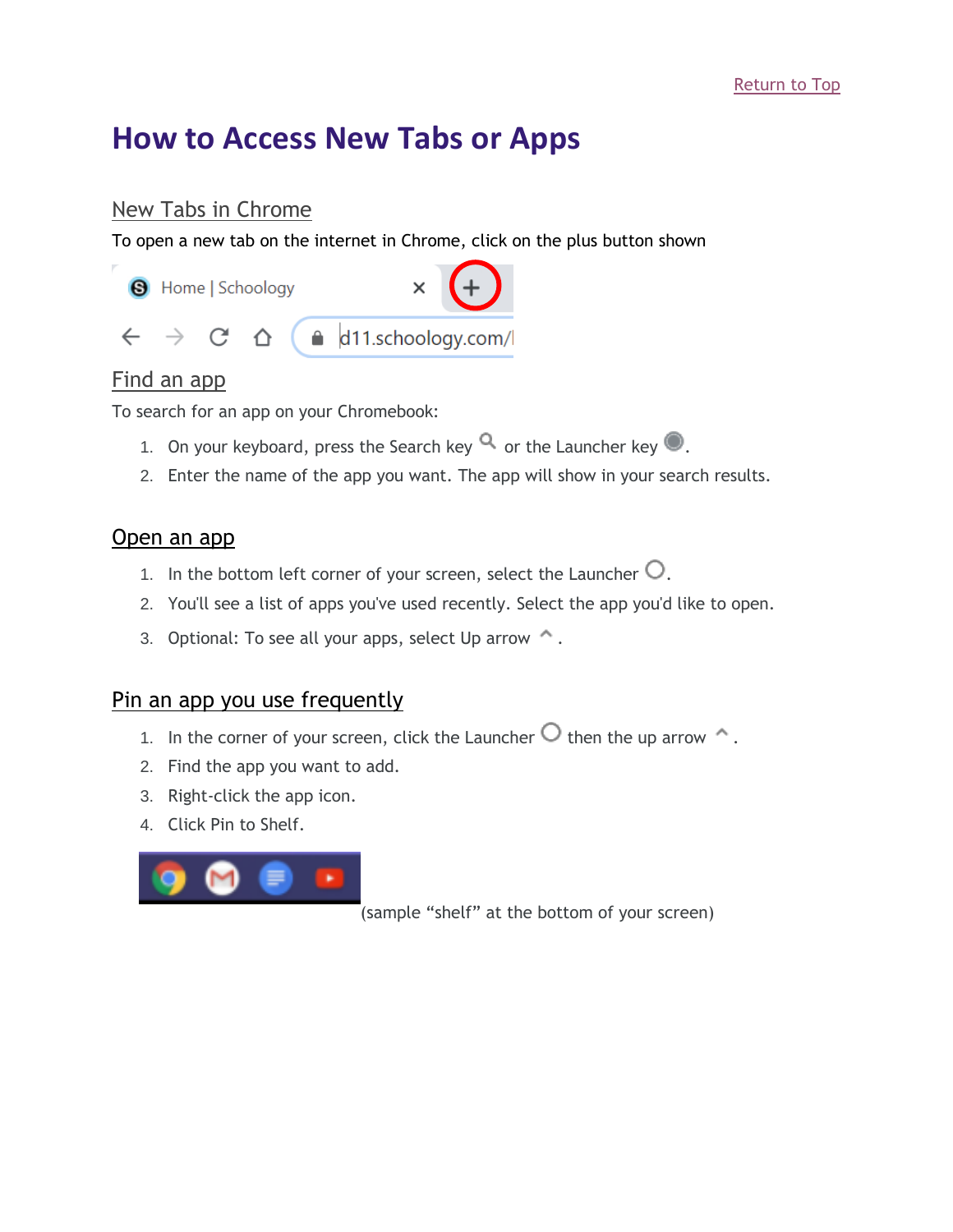[Return to Top](#)

# How to Access New Tabs or Apps

## New Tabs in Chrome

To open a new tab on the internet in Chrome, click on the plus button shown

## Find an app

To search for an app on your Chromebook:

1. On your keyboard, press the Search key or the Launcher key .
2. Enter the name of the app you want. The app will show in your search results.

## Open an app

1. In the bottom left corner of your screen, select the Launcher .
2. You'll see a list of apps you've used recently. Select the app you'd like to open.
3. Optional: To see all your apps, select Up arrow .

## Pin an app you use frequently

1. In the corner of your screen, click the Launcher then the up arrow .
2. Find the app you want to add.
3. Right-click the app icon.
4. Click Pin to Shelf.

(sample "shelf" at the bottom of your screen)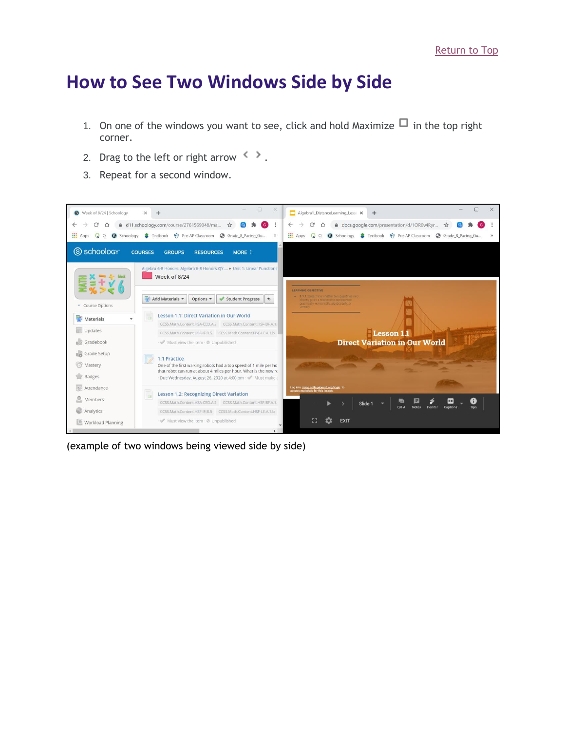[Return to Top](#)

# How to See Two Windows Side by Side

1. On one of the windows you want to see, click and hold Maximize ☐ in the top right corner.
2. Drag to the left or right arrow < > .
3. Repeat for a second window.

(example of two windows being viewed side by side)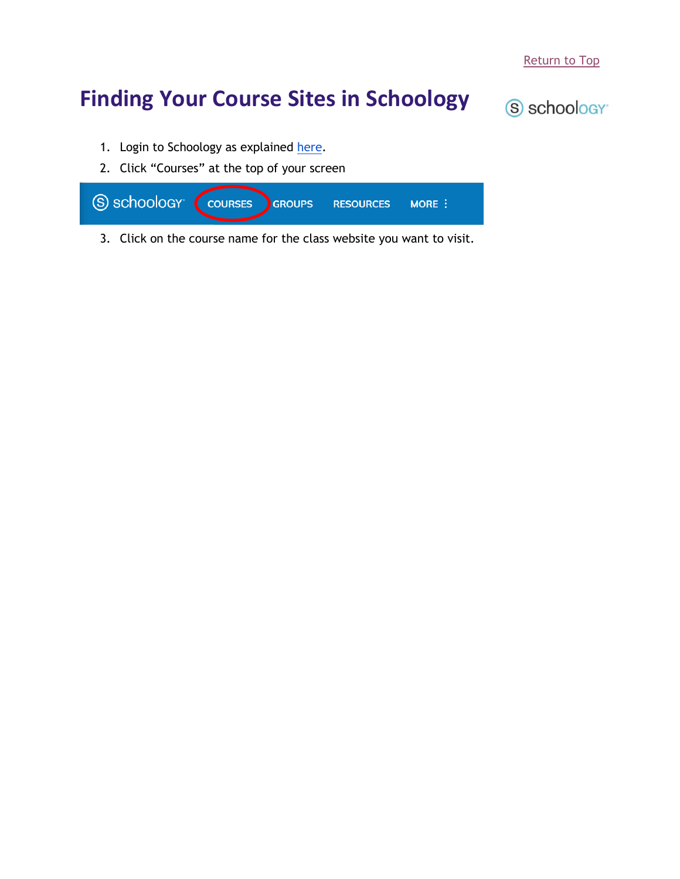Return to Top

# Finding Your Course Sites in Schoology

1. Login to Schoology as explained here.
2. Click “Courses” at the top of your screen
3. Click on the course name for the class website you want to visit.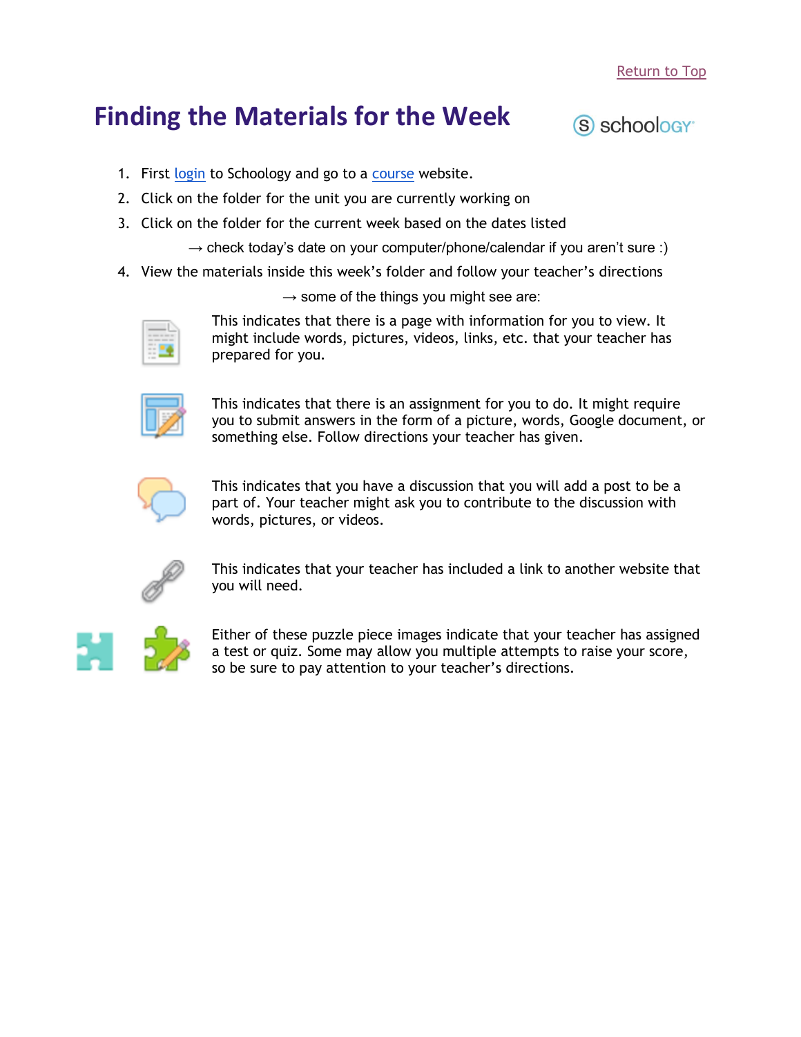Return to Top

# Finding the Materials for the Week

schoology

1. First login to Schoology and go to a course website.
2. Click on the folder for the unit you are currently working on
3. Click on the folder for the current week based on the dates listed

   → check today's date on your computer/phone/calendar if you aren't sure :)
4. View the materials inside this week's folder and follow your teacher's directions

   → some of the things you might see are:

This indicates that there is a page with information for you to view. It might include words, pictures, videos, links, etc. that your teacher has prepared for you.

This indicates that there is an assignment for you to do. It might require you to submit answers in the form of a picture, words, Google document, or something else. Follow directions your teacher has given.

This indicates that you have a discussion that you will add a post to be a part of. Your teacher might ask you to contribute to the discussion with words, pictures, or videos.

This indicates that your teacher has included a link to another website that you will need.

Either of these puzzle piece images indicate that your teacher has assigned a test or quiz. Some may allow you multiple attempts to raise your score, so be sure to pay attention to your teacher's directions.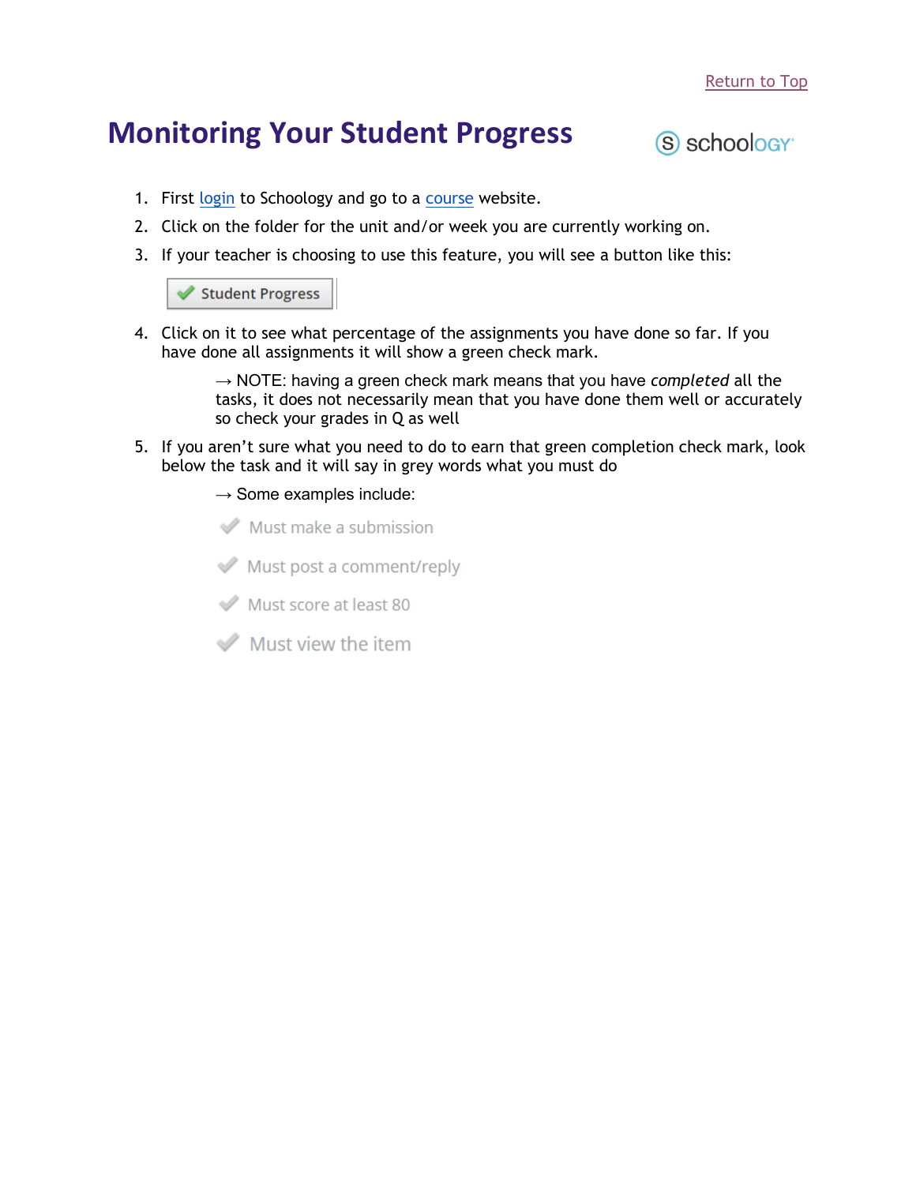Return to Top

# Monitoring Your Student Progress

schoology

1. First login to Schoology and go to a course website.
2. Click on the folder for the unit and/or week you are currently working on.
3. If your teacher is choosing to use this feature, you will see a button like this:

   Student Progress

4. Click on it to see what percentage of the assignments you have done so far. If you have done all assignments it will show a green check mark.

   → NOTE: having a green check mark means that you have *completed* all the tasks, it does not necessarily mean that you have done them well or accurately so check your grades in Q as well

5. If you aren't sure what you need to do to earn that green completion check mark, look below the task and it will say in grey words what you must do

   → Some examples include:

   - Must make a submission
   - Must post a comment/reply
   - Must score at least 80
   - Must view the item